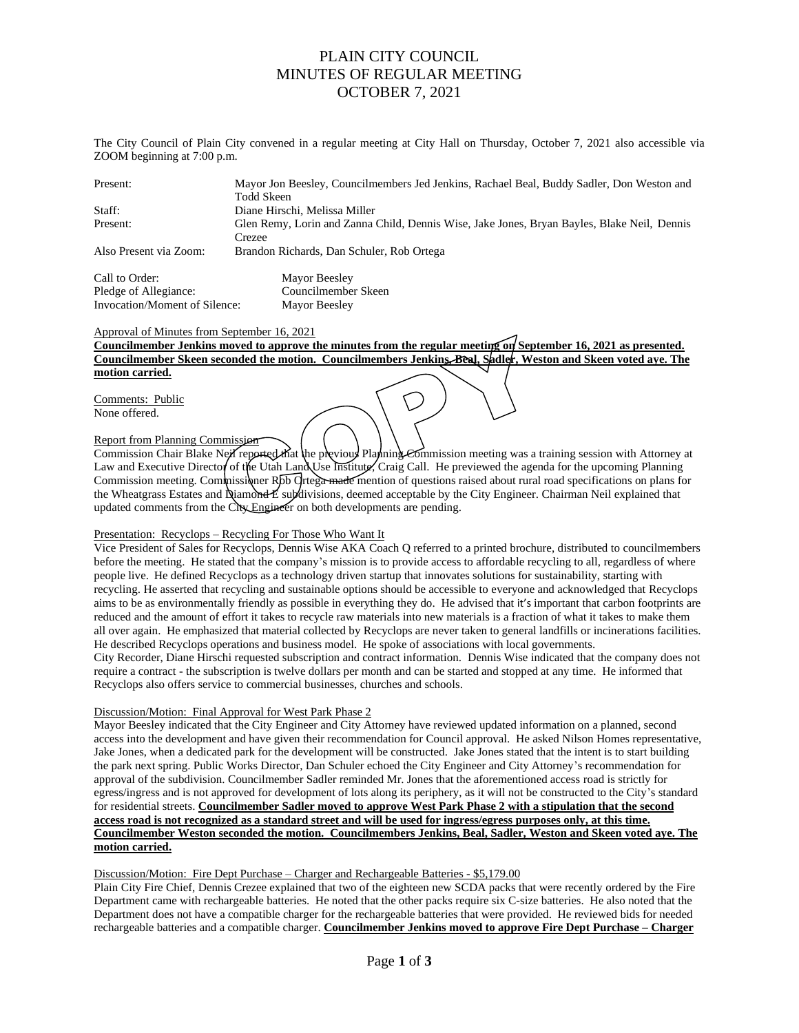# PLAIN CITY COUNCIL
# MINUTES OF REGULAR MEETING
# OCTOBER 7, 2021

The City Council of Plain City convened in a regular meeting at City Hall on Thursday, October 7, 2021 also accessible via ZOOM beginning at 7:00 p.m.

| | |
|---|---|
| Present: | Mayor Jon Beesley, Councilmembers Jed Jenkins, Rachael Beal, Buddy Sadler, Don Weston and Todd Skeen |
| Staff: | Diane Hirschi, Melissa Miller |
| Present: | Glen Remy, Lorin and Zanna Child, Dennis Wise, Jake Jones, Bryan Bayles, Blake Neil, Dennis Crezee |
| Also Present via Zoom: | Brandon Richards, Dan Schuler, Rob Ortega |

| | |
|---|---|
| Call to Order: | Mayor Beesley |
| Pledge of Allegiance: | Councilmember Skeen |
| Invocation/Moment of Silence: | Mayor Beesley |

Approval of Minutes from September 16, 2021

**Councilmember Jenkins moved to approve the minutes from the regular meeting on September 16, 2021 as presented. Councilmember Skeen seconded the motion. Councilmembers Jenkins, Beal, Sadler, Weston and Skeen voted aye. The motion carried.**

Comments: Public

None offered.

Report from Planning Commission

Commission Chair Blake Neil reported that the previous Planning Commission meeting was a training session with Attorney at Law and Executive Director of the Utah Land Use Institute, Craig Call. He previewed the agenda for the upcoming Planning Commission meeting. Commissioner Rob Ortega made mention of questions raised about rural road specifications on plans for the Wheatgrass Estates and Diamond E subdivisions, deemed acceptable by the City Engineer. Chairman Neil explained that updated comments from the City Engineer on both developments are pending.

Presentation: Recyclops – Recycling For Those Who Want It

Vice President of Sales for Recyclops, Dennis Wise AKA Coach Q referred to a printed brochure, distributed to councilmembers before the meeting. He stated that the company's mission is to provide access to affordable recycling to all, regardless of where people live. He defined Recyclops as a technology driven startup that innovates solutions for sustainability, starting with recycling. He asserted that recycling and sustainable options should be accessible to everyone and acknowledged that Recyclops aims to be as environmentally friendly as possible in everything they do. He advised that it's important that carbon footprints are reduced and the amount of effort it takes to recycle raw materials into new materials is a fraction of what it takes to make them all over again. He emphasized that material collected by Recyclops are never taken to general landfills or incinerations facilities. He described Recyclops operations and business model. He spoke of associations with local governments.

City Recorder, Diane Hirschi requested subscription and contract information. Dennis Wise indicated that the company does not require a contract - the subscription is twelve dollars per month and can be started and stopped at any time. He informed that Recyclops also offers service to commercial businesses, churches and schools.

Discussion/Motion: Final Approval for West Park Phase 2

Mayor Beesley indicated that the City Engineer and City Attorney have reviewed updated information on a planned, second access into the development and have given their recommendation for Council approval. He asked Nilson Homes representative, Jake Jones, when a dedicated park for the development will be constructed. Jake Jones stated that the intent is to start building the park next spring. Public Works Director, Dan Schuler echoed the City Engineer and City Attorney's recommendation for approval of the subdivision. Councilmember Sadler reminded Mr. Jones that the aforementioned access road is strictly for egress/ingress and is not approved for development of lots along its periphery, as it will not be constructed to the City's standard for residential streets. **Councilmember Sadler moved to approve West Park Phase 2 with a stipulation that the second access road is not recognized as a standard street and will be used for ingress/egress purposes only, at this time. Councilmember Weston seconded the motion. Councilmembers Jenkins, Beal, Sadler, Weston and Skeen voted aye. The motion carried.**

Discussion/Motion: Fire Dept Purchase – Charger and Rechargeable Batteries - $5,179.00

Plain City Fire Chief, Dennis Crezee explained that two of the eighteen new SCDA packs that were recently ordered by the Fire Department came with rechargeable batteries. He noted that the other packs require six C-size batteries. He also noted that the Department does not have a compatible charger for the rechargeable batteries that were provided. He reviewed bids for needed rechargeable batteries and a compatible charger. **Councilmember Jenkins moved to approve Fire Dept Purchase – Charger**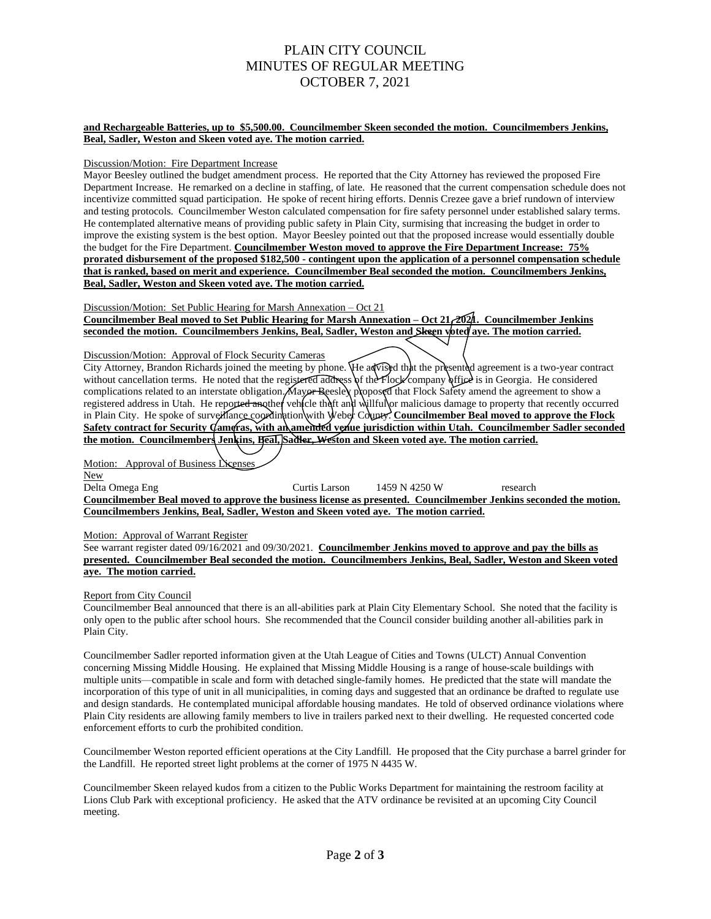**and Rechargeable Batteries, up to $5,500.00. Councilmember Skeen seconded the motion. Councilmembers Jenkins, Beal, Sadler, Weston and Skeen voted aye. The motion carried.**

Discussion/Motion: Fire Department Increase

Mayor Beesley outlined the budget amendment process. He reported that the City Attorney has reviewed the proposed Fire Department Increase. He remarked on a decline in staffing, of late. He reasoned that the current compensation schedule does not incentivize committed squad participation. He spoke of recent hiring efforts. Dennis Crezee gave a brief rundown of interview and testing protocols. Councilmember Weston calculated compensation for fire safety personnel under established salary terms. He contemplated alternative means of providing public safety in Plain City, surmising that increasing the budget in order to improve the existing system is the best option. Mayor Beesley pointed out that the proposed increase would essentially double the budget for the Fire Department. **Councilmember Weston moved to approve the Fire Department Increase: 75% prorated disbursement of the proposed $182,500 - contingent upon the application of a personnel compensation schedule that is ranked, based on merit and experience. Councilmember Beal seconded the motion. Councilmembers Jenkins, Beal, Sadler, Weston and Skeen voted aye. The motion carried.**

Discussion/Motion: Set Public Hearing for Marsh Annexation – Oct 21

**Councilmember Beal moved to Set Public Hearing for Marsh Annexation – Oct 21, 2021. Councilmember Jenkins seconded the motion. Councilmembers Jenkins, Beal, Sadler, Weston and Skeen voted aye. The motion carried.**

Discussion/Motion: Approval of Flock Security Cameras

City Attorney, Brandon Richards joined the meeting by phone. He advised that the presented agreement is a two-year contract without cancellation terms. He noted that the registered address of the Flock company office is in Georgia. He considered complications related to an interstate obligation. Mayor Beesley proposed that Flock Safety amend the agreement to show a registered address in Utah. He reported another vehicle theft and willful or malicious damage to property that recently occurred in Plain City. He spoke of surveillance coordination with Weber County. **Councilmember Beal moved to approve the Flock Safety contract for Security Cameras, with an amended venue jurisdiction within Utah. Councilmember Sadler seconded the motion. Councilmembers Jenkins, Beal, Sadler, Weston and Skeen voted aye. The motion carried.**

Motion: Approval of Business Licenses

New

| Delta Omega Eng | Curtis Larson | 1459 N 4250 W | research |
|---|---|---|---|

**Councilmember Beal moved to approve the business license as presented. Councilmember Jenkins seconded the motion. Councilmembers Jenkins, Beal, Sadler, Weston and Skeen voted aye. The motion carried.**

Motion: Approval of Warrant Register

See warrant register dated 09/16/2021 and 09/30/2021. **Councilmember Jenkins moved to approve and pay the bills as presented. Councilmember Beal seconded the motion. Councilmembers Jenkins, Beal, Sadler, Weston and Skeen voted aye. The motion carried.**

Report from City Council

Councilmember Beal announced that there is an all-abilities park at Plain City Elementary School. She noted that the facility is only open to the public after school hours. She recommended that the Council consider building another all-abilities park in Plain City.

Councilmember Sadler reported information given at the Utah League of Cities and Towns (ULCT) Annual Convention concerning Missing Middle Housing. He explained that Missing Middle Housing is a range of house-scale buildings with multiple units—compatible in scale and form with detached single-family homes. He predicted that the state will mandate the incorporation of this type of unit in all municipalities, in coming days and suggested that an ordinance be drafted to regulate use and design standards. He contemplated municipal affordable housing mandates. He told of observed ordinance violations where Plain City residents are allowing family members to live in trailers parked next to their dwelling. He requested concerted code enforcement efforts to curb the prohibited condition.

Councilmember Weston reported efficient operations at the City Landfill. He proposed that the City purchase a barrel grinder for the Landfill. He reported street light problems at the corner of 1975 N 4435 W.

Councilmember Skeen relayed kudos from a citizen to the Public Works Department for maintaining the restroom facility at Lions Club Park with exceptional proficiency. He asked that the ATV ordinance be revisited at an upcoming City Council meeting.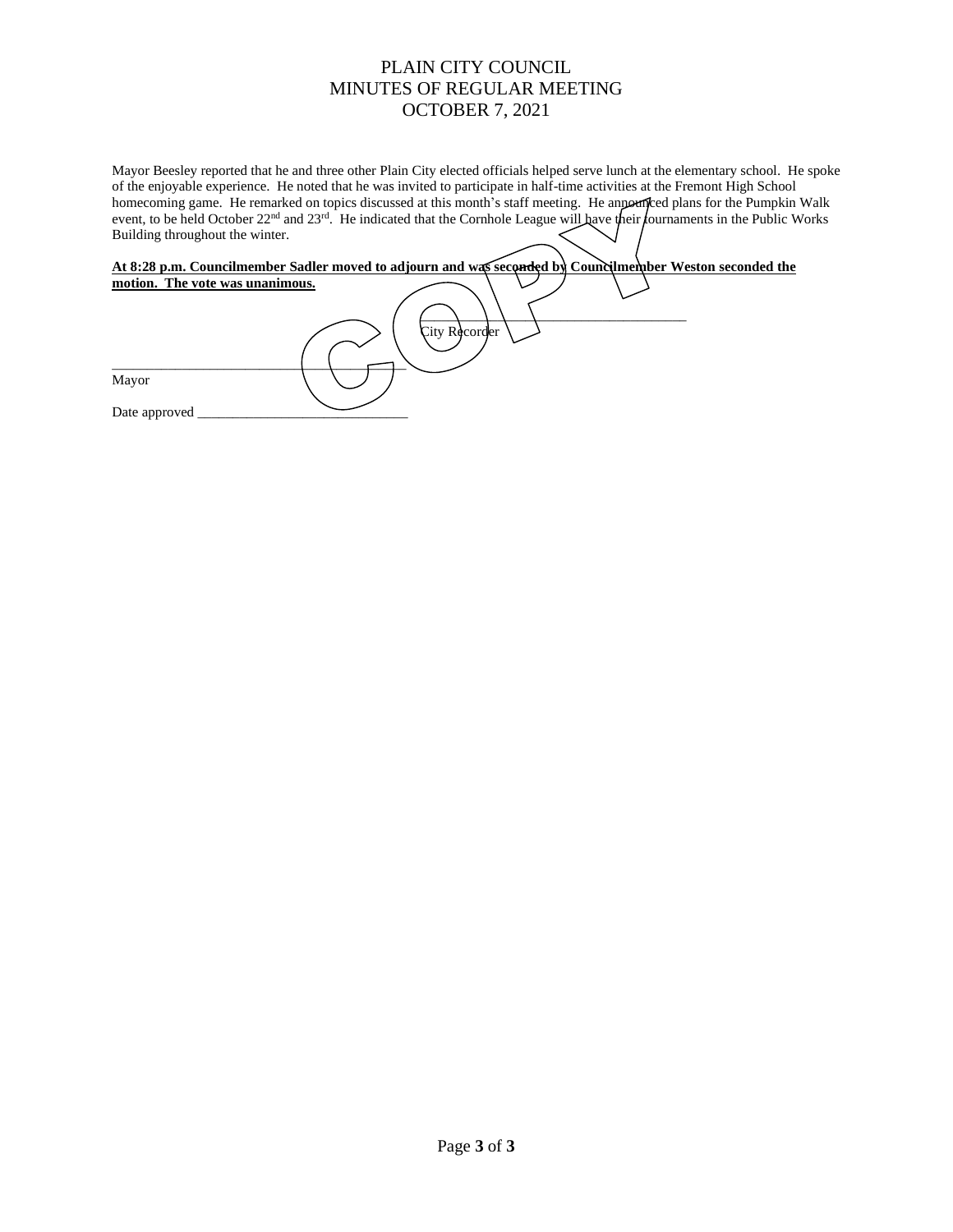Mayor Beesley reported that he and three other Plain City elected officials helped serve lunch at the elementary school. He spoke of the enjoyable experience. He noted that he was invited to participate in half-time activities at the Fremont High School homecoming game. He remarked on topics discussed at this month's staff meeting. He announced plans for the Pumpkin Walk event, to be held October 22nd and 23rd. He indicated that the Cornhole League will have their tournaments in the Public Works Building throughout the winter.

**At 8:28 p.m. Councilmember Sadler moved to adjourn and was seconded by Councilmember Weston seconded the motion. The vote was unanimous.**

\_\_\_\_\_\_\_\_\_\_\_\_\_\_\_\_\_\_\_\_\_\_\_\_\_\_\_\_\_\_\_\_\_\_\_\_\_\_

City Recorder

\_\_\_\_\_\_\_\_\_\_\_\_\_\_\_\_\_\_\_\_\_\_\_\_\_\_\_\_\_\_\_\_\_\_\_\_\_\_

Mayor

Date approved \_\_\_\_\_\_\_\_\_\_\_\_\_\_\_\_\_\_\_\_\_\_\_\_\_\_\_\_\_\_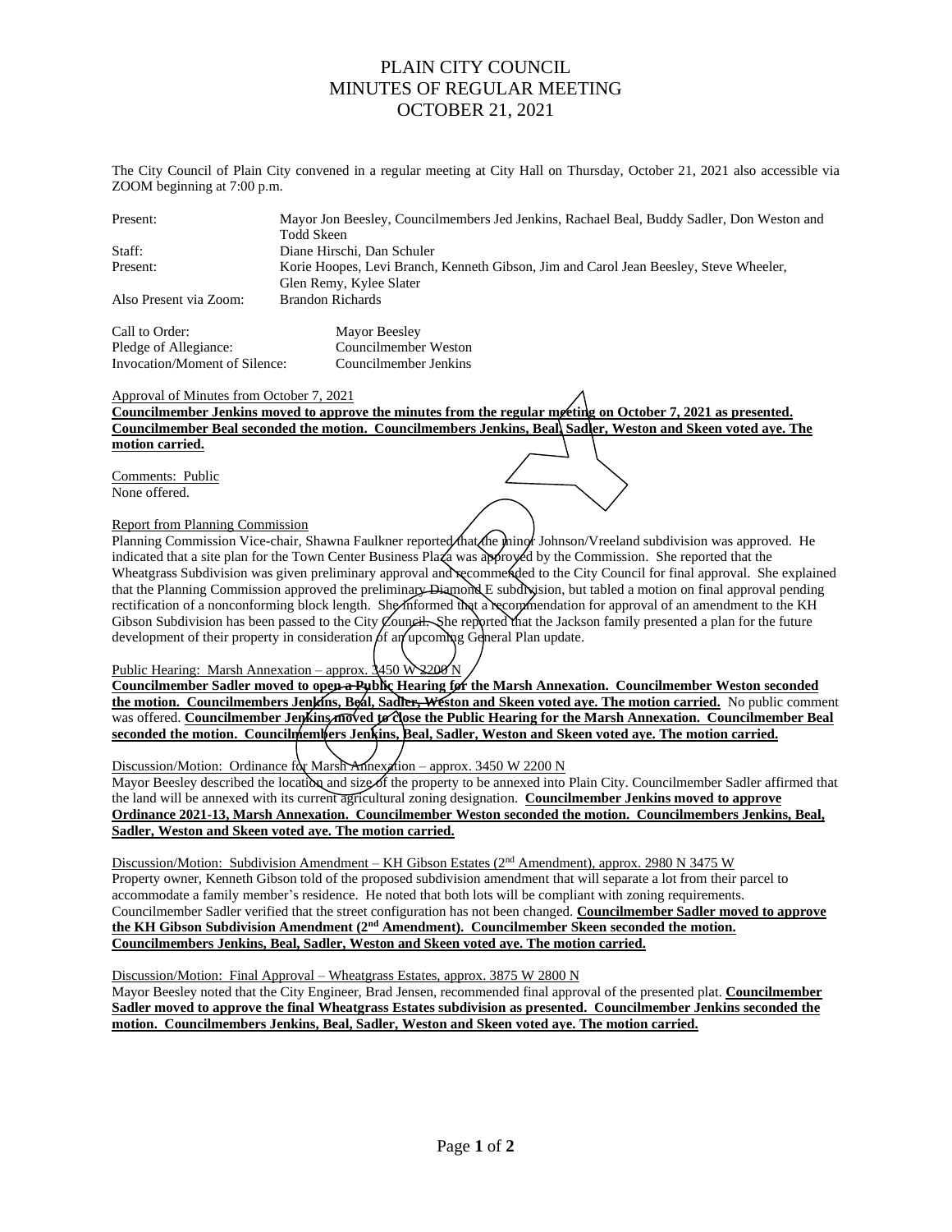# PLAIN CITY COUNCIL
# MINUTES OF REGULAR MEETING
# OCTOBER 21, 2021

The City Council of Plain City convened in a regular meeting at City Hall on Thursday, October 21, 2021 also accessible via ZOOM beginning at 7:00 p.m.

| | |
|---|---|
| Present: | Mayor Jon Beesley, Councilmembers Jed Jenkins, Rachael Beal, Buddy Sadler, Don Weston and Todd Skeen |
| Staff: | Diane Hirschi, Dan Schuler |
| Present: | Korie Hoopes, Levi Branch, Kenneth Gibson, Jim and Carol Jean Beesley, Steve Wheeler, Glen Remy, Kylee Slater |
| Also Present via Zoom: | Brandon Richards |

| | |
|---|---|
| Call to Order: | Mayor Beesley |
| Pledge of Allegiance: | Councilmember Weston |
| Invocation/Moment of Silence: | Councilmember Jenkins |

Approval of Minutes from October 7, 2021

**Councilmember Jenkins moved to approve the minutes from the regular meeting on October 7, 2021 as presented. Councilmember Beal seconded the motion. Councilmembers Jenkins, Beal, Sadler, Weston and Skeen voted aye. The motion carried.**

Comments: Public

None offered.

Report from Planning Commission

Planning Commission Vice-chair, Shawna Faulkner reported that the minor Johnson/Vreeland subdivision was approved. He indicated that a site plan for the Town Center Business Plaza was approved by the Commission. She reported that the Wheatgrass Subdivision was given preliminary approval and recommended to the City Council for final approval. She explained that the Planning Commission approved the preliminary Diamond E subdivision, but tabled a motion on final approval pending rectification of a nonconforming block length. She informed that a recommendation for approval of an amendment to the KH Gibson Subdivision has been passed to the City Council. She reported that the Jackson family presented a plan for the future development of their property in consideration of an upcoming General Plan update.

Public Hearing: Marsh Annexation – approx. 3450 W 2200 N

**Councilmember Sadler moved to open a Public Hearing for the Marsh Annexation. Councilmember Weston seconded the motion. Councilmembers Jenkins, Beal, Sadler, Weston and Skeen voted aye. The motion carried.** No public comment was offered. **Councilmember Jenkins moved to close the Public Hearing for the Marsh Annexation. Councilmember Beal seconded the motion. Councilmembers Jenkins, Beal, Sadler, Weston and Skeen voted aye. The motion carried.**

Discussion/Motion: Ordinance for Marsh Annexation – approx. 3450 W 2200 N

Mayor Beesley described the location and size of the property to be annexed into Plain City. Councilmember Sadler affirmed that the land will be annexed with its current agricultural zoning designation. **Councilmember Jenkins moved to approve Ordinance 2021-13, Marsh Annexation. Councilmember Weston seconded the motion. Councilmembers Jenkins, Beal, Sadler, Weston and Skeen voted aye. The motion carried.**

Discussion/Motion: Subdivision Amendment – KH Gibson Estates (2nd Amendment), approx. 2980 N 3475 W

Property owner, Kenneth Gibson told of the proposed subdivision amendment that will separate a lot from their parcel to accommodate a family member's residence. He noted that both lots will be compliant with zoning requirements. Councilmember Sadler verified that the street configuration has not been changed. **Councilmember Sadler moved to approve the KH Gibson Subdivision Amendment (2nd Amendment). Councilmember Skeen seconded the motion. Councilmembers Jenkins, Beal, Sadler, Weston and Skeen voted aye. The motion carried.**

Discussion/Motion: Final Approval – Wheatgrass Estates, approx. 3875 W 2800 N

Mayor Beesley noted that the City Engineer, Brad Jensen, recommended final approval of the presented plat. **Councilmember Sadler moved to approve the final Wheatgrass Estates subdivision as presented. Councilmember Jenkins seconded the motion. Councilmembers Jenkins, Beal, Sadler, Weston and Skeen voted aye. The motion carried.**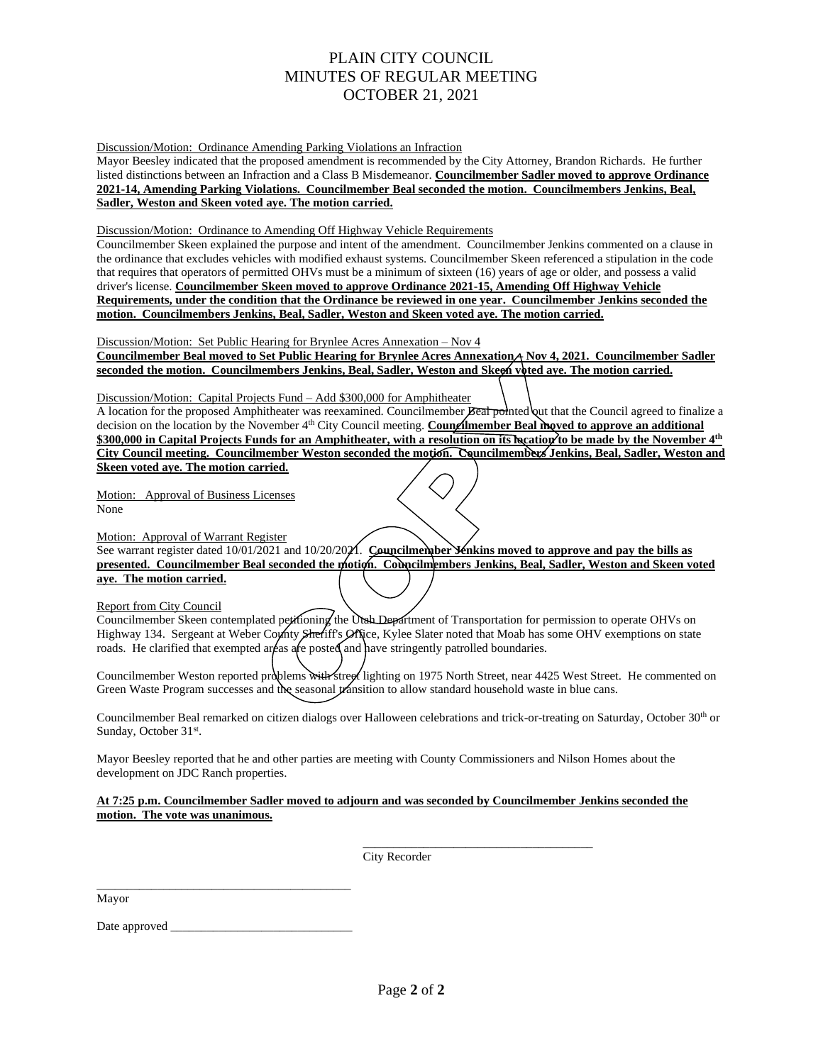# PLAIN CITY COUNCIL
# MINUTES OF REGULAR MEETING
# OCTOBER 21, 2021

Discussion/Motion: Ordinance Amending Parking Violations an Infraction
Mayor Beesley indicated that the proposed amendment is recommended by the City Attorney, Brandon Richards. He further listed distinctions between an Infraction and a Class B Misdemeanor. **Councilmember Sadler moved to approve Ordinance 2021-14, Amending Parking Violations. Councilmember Beal seconded the motion. Councilmembers Jenkins, Beal, Sadler, Weston and Skeen voted aye. The motion carried.**

Discussion/Motion: Ordinance to Amending Off Highway Vehicle Requirements
Councilmember Skeen explained the purpose and intent of the amendment. Councilmember Jenkins commented on a clause in the ordinance that excludes vehicles with modified exhaust systems. Councilmember Skeen referenced a stipulation in the code that requires that operators of permitted OHVs must be a minimum of sixteen (16) years of age or older, and possess a valid driver's license. **Councilmember Skeen moved to approve Ordinance 2021-15, Amending Off Highway Vehicle Requirements, under the condition that the Ordinance be reviewed in one year. Councilmember Jenkins seconded the motion. Councilmembers Jenkins, Beal, Sadler, Weston and Skeen voted aye. The motion carried.**

Discussion/Motion: Set Public Hearing for Brynlee Acres Annexation – Nov 4
**Councilmember Beal moved to Set Public Hearing for Brynlee Acres Annexation – Nov 4, 2021. Councilmember Sadler seconded the motion. Councilmembers Jenkins, Beal, Sadler, Weston and Skeen voted aye. The motion carried.**

Discussion/Motion: Capital Projects Fund – Add $300,000 for Amphitheater
A location for the proposed Amphitheater was reexamined. Councilmember Beal pointed out that the Council agreed to finalize a decision on the location by the November 4th City Council meeting. **Councilmember Beal moved to approve an additional $300,000 in Capital Projects Funds for an Amphitheater, with a resolution on its location to be made by the November 4th City Council meeting. Councilmember Weston seconded the motion. Councilmembers Jenkins, Beal, Sadler, Weston and Skeen voted aye. The motion carried.**

Motion: Approval of Business Licenses
None

Motion: Approval of Warrant Register
See warrant register dated 10/01/2021 and 10/20/2021. **Councilmember Jenkins moved to approve and pay the bills as presented. Councilmember Beal seconded the motion. Councilmembers Jenkins, Beal, Sadler, Weston and Skeen voted aye. The motion carried.**

Report from City Council
Councilmember Skeen contemplated petitioning the Utah Department of Transportation for permission to operate OHVs on Highway 134. Sergeant at Weber County Sheriff's Office, Kylee Slater noted that Moab has some OHV exemptions on state roads. He clarified that exempted areas are posted and have stringently patrolled boundaries.

Councilmember Weston reported problems with street lighting on 1975 North Street, near 4425 West Street. He commented on Green Waste Program successes and the seasonal transition to allow standard household waste in blue cans.

Councilmember Beal remarked on citizen dialogs over Halloween celebrations and trick-or-treating on Saturday, October 30th or Sunday, October 31st.

Mayor Beesley reported that he and other parties are meeting with County Commissioners and Nilson Homes about the development on JDC Ranch properties.

**At 7:25 p.m. Councilmember Sadler moved to adjourn and was seconded by Councilmember Jenkins seconded the motion. The vote was unanimous.**

______________________________
City Recorder

______________________________
Mayor

Date approved ______________________